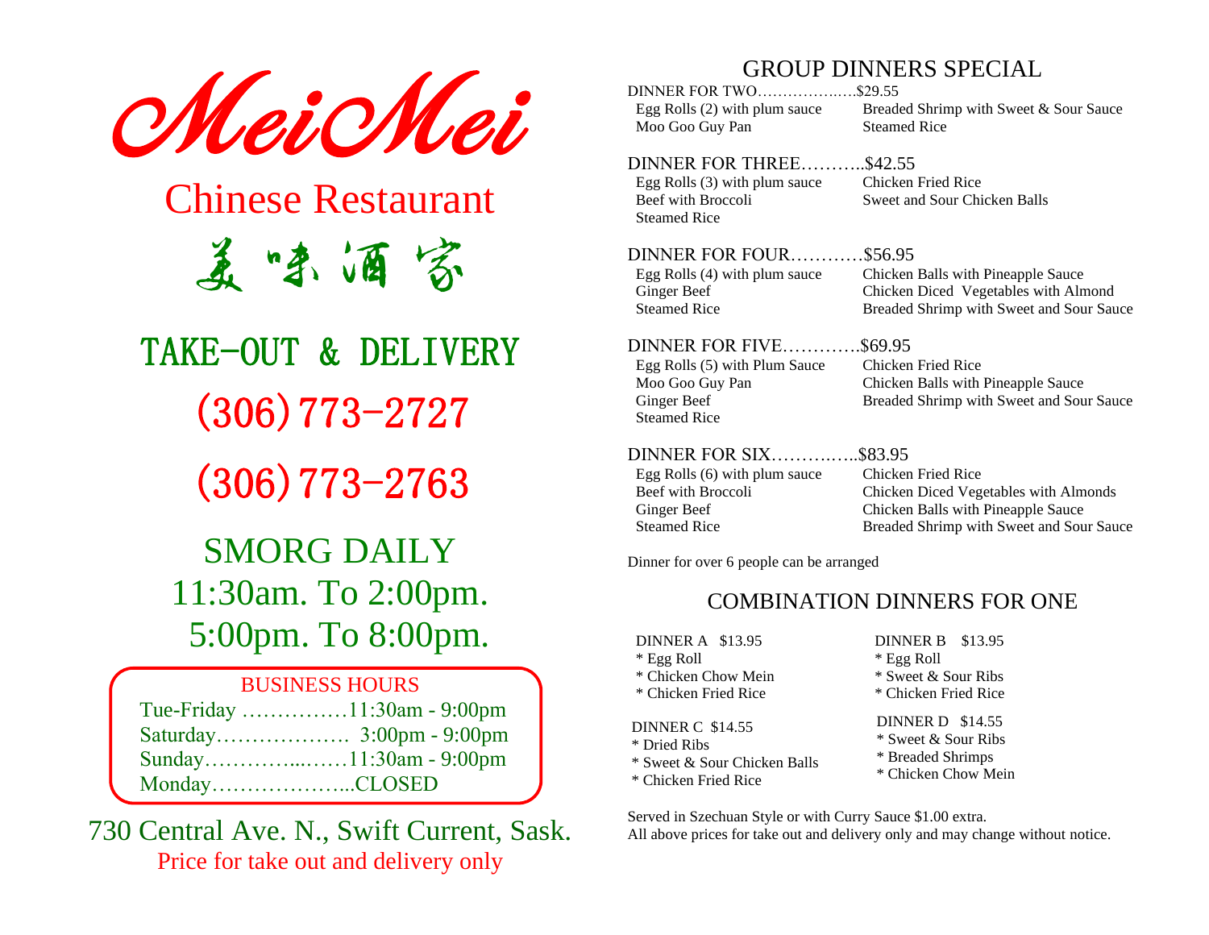# MeiMei

## Chinese Restaurant

美味酒家

## TAKE-OUT & DELIVERY

(306)773-2727

(306)773-2763

## SMORG DAILY

11:30am. To 2:00pm.

5:00pm. To 8:00pm.

**BUSINESS HOURS**

Tue-Friday ……………11:30am - 9:00pm
Saturday………………. 3:00pm - 9:00pm
Sunday…………...……11:30am - 9:00pm
Monday………………...CLOSED

730 Central Ave. N., Swift Current, Sask.

Price for take out and delivery only

## GROUP DINNERS SPECIAL

**DINNER FOR TWO……………..….$29.55**

- Egg Rolls (2) with plum sauce
- Moo Goo Guy Pan
- Breaded Shrimp with Sweet & Sour Sauce
- Steamed Rice

**DINNER FOR THREE………..$42.55**

- Egg Rolls (3) with plum sauce
- Beef with Broccoli
- Steamed Rice
- Chicken Fried Rice
- Sweet and Sour Chicken Balls

**DINNER FOR FOUR…………$56.95**

- Egg Rolls (4) with plum sauce
- Ginger Beef
- Steamed Rice
- Chicken Balls with Pineapple Sauce
- Chicken Diced Vegetables with Almond
- Breaded Shrimp with Sweet and Sour Sauce

**DINNER FOR FIVE………….$69.95**

- Egg Rolls (5) with Plum Sauce
- Moo Goo Guy Pan
- Ginger Beef
- Steamed Rice
- Chicken Fried Rice
- Chicken Balls with Pineapple Sauce
- Breaded Shrimp with Sweet and Sour Sauce

**DINNER FOR SIX…………..$83.95**

- Egg Rolls (6) with plum sauce
- Beef with Broccoli
- Ginger Beef
- Steamed Rice
- Chicken Fried Rice
- Chicken Diced Vegetables with Almonds
- Chicken Balls with Pineapple Sauce
- Breaded Shrimp with Sweet and Sour Sauce

Dinner for over 6 people can be arranged

## COMBINATION DINNERS FOR ONE

**DINNER A $13.95**
* Egg Roll
* Chicken Chow Mein
* Chicken Fried Rice

**DINNER B $13.95**
* Egg Roll
* Sweet & Sour Ribs
* Chicken Fried Rice

**DINNER C $14.55**
* Dried Ribs
* Sweet & Sour Chicken Balls
* Chicken Fried Rice

**DINNER D $14.55**
* Sweet & Sour Ribs
* Breaded Shrimps
* Chicken Chow Mein

Served in Szechuan Style or with Curry Sauce $1.00 extra.
All above prices for take out and delivery only and may change without notice.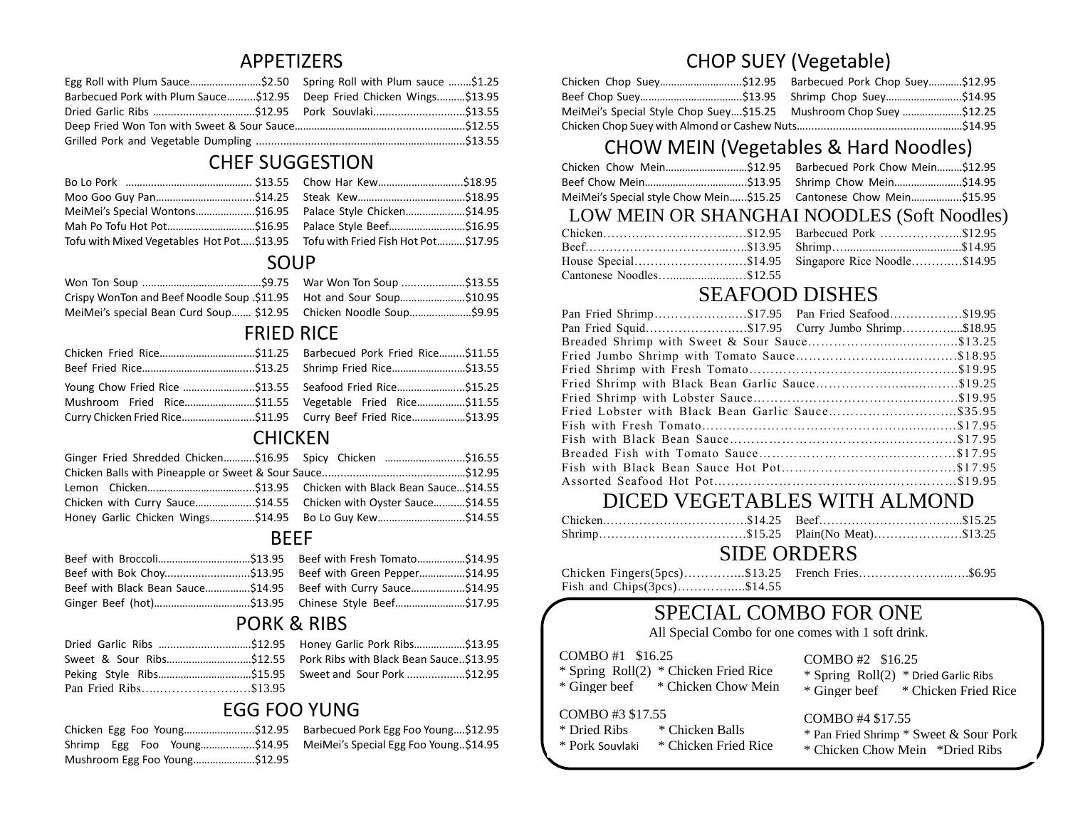## APPETIZERS

- Egg Roll with Plum Sauce……………………$2.50
- Spring Roll with Plum sauce ……..$1.25
- Barbecued Pork with Plum Sauce……….$12.95
- Deep Fried Chicken Wings……….$13.95
- Dried Garlic Ribs ……………………………$12.95
- Pork Souvlaki……………………….$13.55
- Deep Fried Won Ton with Sweet & Sour Sauce………………………………………$12.55
- Grilled Pork and Vegetable Dumpling ……………………………………………$13.55

## CHEF SUGGESTION

- Bo Lo Pork ……………………………… $13.55
- Chow Har Kew……………………….$18.95
- Moo Goo Guy Pan……………………………$14.25
- Steak Kew……………………………….$18.95
- MeiMei's Special Wontons………………..$16.95
- Palace Style Chicken………………..$14.95
- Mah Po Tofu Hot Pot…………………………$16.95
- Palace Style Beef…………………….$16.95
- Tofu with Mixed Vegetables Hot Pot…..$13.95
- Tofu with Fried Fish Hot Pot……….$17.95

## SOUP

- Won Ton Soup ……………………………………$9.75
- War Won Ton Soup ………………..$13.55
- Crispy WonTon and Beef Noodle Soup .$11.95
- Hot and Sour Soup…………………..$10.95
- MeiMei's special Bean Curd Soup……. $12.95
- Chicken Noodle Soup………………….$9.95

## FRIED RICE

- Chicken Fried Rice……………………………$11.25
- Barbecued Pork Fried Rice………$11.55
- Beef Fried Rice…………………………………$13.25
- Shrimp Fried Rice…………………….$13.55
- Young Chow Fried Rice …………………….$13.55
- Seafood Fried Rice…………………..$15.25
- Mushroom Fried Rice…………………….$11.55
- Vegetable Fried Rice……………..$11.55
- Curry Chicken Fried Rice……………………$11.95
- Curry Beef Fried Rice………………$13.95

## CHICKEN

- Ginger Fried Shredded Chicken……….$16.95
- Spicy Chicken ……………………….$16.55
- Chicken Balls with Pineapple or Sweet & Sour Sauce……………………………………$12.95
- Lemon Chicken……………………………….$13.95
- Chicken with Black Bean Sauce…$14.55
- Chicken with Curry Sauce…………………$14.55
- Chicken with Oyster Sauce……….$14.55
- Honey Garlic Chicken Wings…………….$14.95
- Bo Lo Guy Kew…………………………$14.55

## BEEF

- Beef with Broccoli……………………………$13.95
- Beef with Fresh Tomato……………..$14.95
- Beef with Bok Choy………………………..$13.95
- Beef with Green Pepper…………….$14.95
- Beef with Black Bean Sauce…………….$14.95
- Beef with Curry Sauce………………$14.95
- Ginger Beef (hot)……………………………$13.95
- Chinese Style Beef……………………$17.95

## PORK & RIBS

- Dried Garlic Ribs ………………………….$12.95
- Honey Garlic Pork Ribs………………$13.95
- Sweet & Sour Ribs…………………………$12.55
- Pork Ribs with Black Bean Sauce..$13.95
- Peking Style Ribs……………………………$15.95
- Sweet and Sour Pork ……………….$12.95
- Pan Fried Ribs……………………….$13.95

## EGG FOO YUNG

- Chicken Egg Foo Young…………………….$12.95
- Barbecued Pork Egg Foo Young….$12.95
- Shrimp Egg Foo Young……………….$14.95
- MeiMei's Special Egg Foo Young..$14.95
- Mushroom Egg Foo Young…………………$12.95

## CHOP SUEY (Vegetable)

- Chicken Chop Suey……………………….$12.95
- Barbecued Pork Chop Suey………..$12.95
- Beef Chop Suey……………………………….$13.95
- Shrimp Chop Suey……………………….$14.95
- MeiMei's Special Style Chop Suey….$15.25
- Mushroom Chop Suey …………………$12.25
- Chicken Chop Suey with Almond or Cashew Nuts……………………………………………$14.95

## CHOW MEIN (Vegetables & Hard Noodles)

- Chicken Chow Mein……………………….$12.95
- Barbecued Pork Chow Mein………$12.95
- Beef Chow Mein……………………………….$13.95
- Shrimp Chow Mein……………………$14.95
- MeiMei's Special style Chow Mein……$15.25
- Cantonese Chow Mein………………$15.95

## LOW MEIN OR SHANGHAI NOODLES (Soft Noodles)

- Chicken……………………………..$12.95
- Barbecued Pork ………………..$12.95
- Beef…………………………………..$13.95
- Shrimp………………………………….$14.95
- House Special……………………….$14.95
- Singapore Rice Noodle…………$14.95
- Cantonese Noodles…………………….$12.55

## SEAFOOD DISHES

- Pan Fried Shrimp…………………..$17.95
- Pan Fried Seafood……………..$19.95
- Pan Fried Squid…………………….$17.95
- Curry Jumbo Shrimp…………..$18.95
- Breaded Shrimp with Sweet & Sour Sauce………………………………$13.25
- Fried Jumbo Shrimp with Tomato Sauce……………………………………$18.95
- Fried Shrimp with Fresh Tomato………………………………………………$19.95
- Fried Shrimp with Black Bean Garlic Sauce…………………………………$19.25
- Fried Shrimp with Lobster Sauce……………………………………………$19.95
- Fried Lobster with Black Bean Garlic Sauce…………………………$35.95
- Fish with Fresh Tomato………………………………………………………$17.95
- Fish with Black Bean Sauce…………………………………………………$17.95
- Breaded Fish with Tomato Sauce……………………………………………$17.95
- Fish with Black Bean Sauce Hot Pot………………………………………$17.95
- Assorted Seafood Hot Pot……………………………………………………$19.95

## DICED VEGETABLES WITH ALMOND

- Chicken……………………………….$14.25
- Beef……………………………….$15.25
- Shrimp……………………………….$15.25
- Plain(No Meat)………………….$13.25

## SIDE ORDERS

- Chicken Fingers(5pcs)…………..$13.25
- French Fries…………………….….$6.95
- Fish and Chips(3pcs)……………..$14.55

## SPECIAL COMBO FOR ONE

All Special Combo for one comes with 1 soft drink.

**COMBO #1 $16.25**
- Spring Roll(2)
- Chicken Fried Rice
- Ginger beef
- Chicken Chow Mein

**COMBO #2 $16.25**
- Spring Roll(2)
- Dried Garlic Ribs
- Ginger beef
- Chicken Fried Rice

**COMBO #3 $17.55**
- Dried Ribs
- Chicken Balls
- Pork Souvlaki
- Chicken Fried Rice

**COMBO #4 $17.55**
- Pan Fried Shrimp
- Sweet & Sour Pork
- Chicken Chow Mein
- Dried Ribs